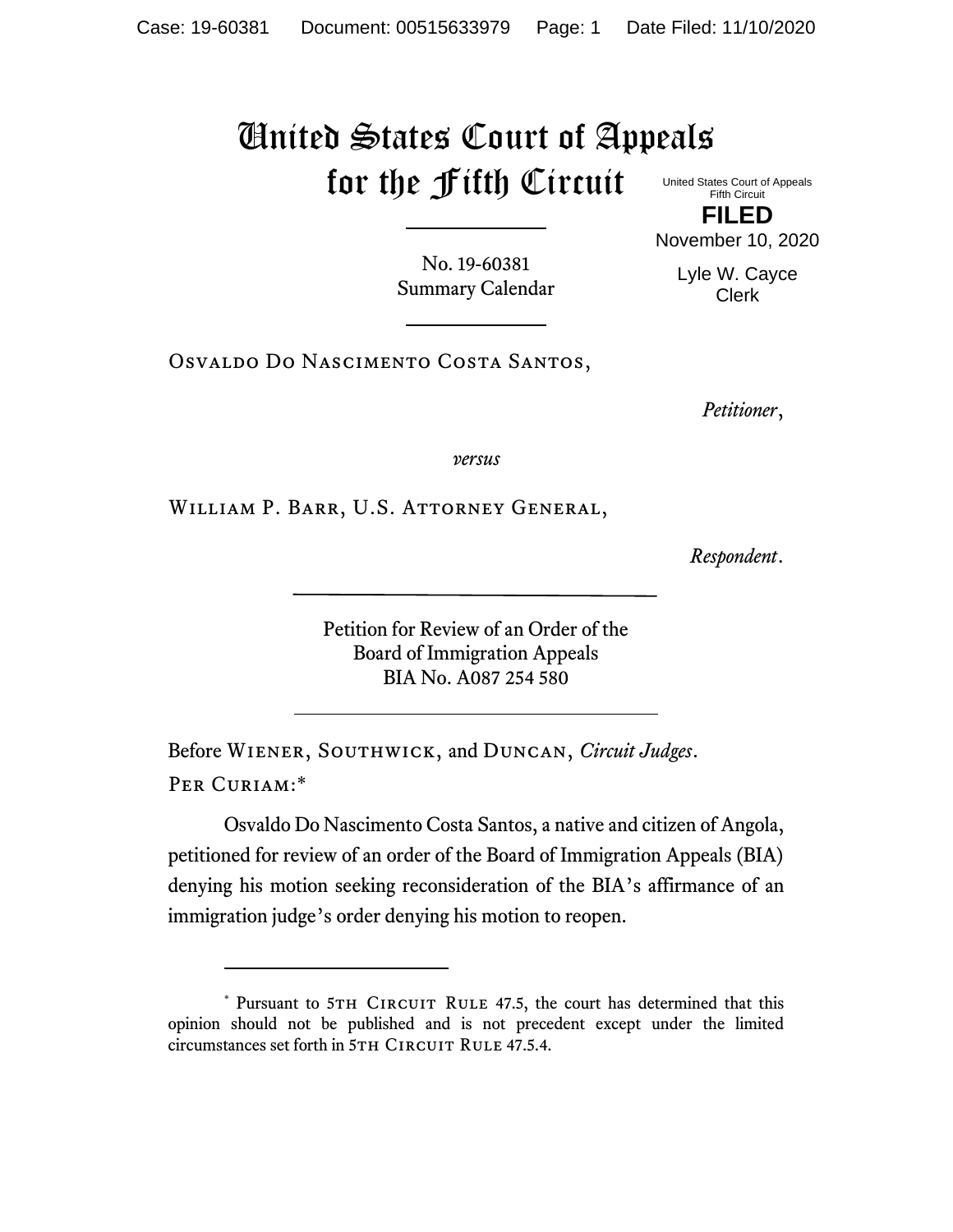# United States Court of Appeals for the Fifth Circuit

United States Court of Appeals
Fifth Circuit

**FILED**

November 10, 2020

Lyle W. Cayce
Clerk

No. 19-60381
Summary Calendar

---

Osvaldo Do Nascimento Costa Santos,

*Petitioner*,

*versus*

William P. Barr, U.S. Attorney General,

*Respondent*.

---

Petition for Review of an Order of the
Board of Immigration Appeals
BIA No. A087 254 580

---

Before Wiener, Southwick, and Duncan, *Circuit Judges*.

Per Curiam:*

Osvaldo Do Nascimento Costa Santos, a native and citizen of Angola, petitioned for review of an order of the Board of Immigration Appeals (BIA) denying his motion seeking reconsideration of the BIA's affirmance of an immigration judge's order denying his motion to reopen.

---

\* Pursuant to 5th Circuit Rule 47.5, the court has determined that this opinion should not be published and is not precedent except under the limited circumstances set forth in 5th Circuit Rule 47.5.4.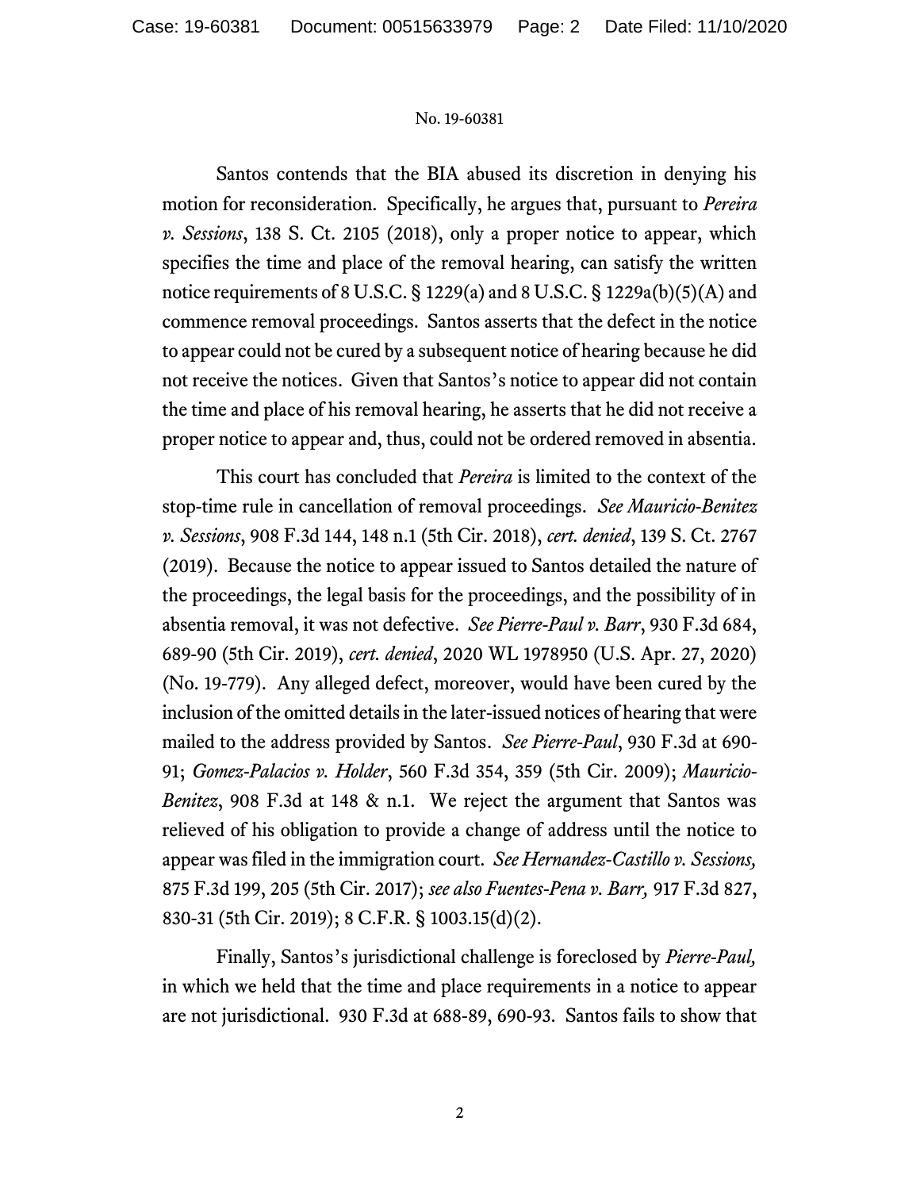Santos contends that the BIA abused its discretion in denying his motion for reconsideration. Specifically, he argues that, pursuant to *Pereira v. Sessions*, 138 S. Ct. 2105 (2018), only a proper notice to appear, which specifies the time and place of the removal hearing, can satisfy the written notice requirements of 8 U.S.C. § 1229(a) and 8 U.S.C. § 1229a(b)(5)(A) and commence removal proceedings. Santos asserts that the defect in the notice to appear could not be cured by a subsequent notice of hearing because he did not receive the notices. Given that Santos's notice to appear did not contain the time and place of his removal hearing, he asserts that he did not receive a proper notice to appear and, thus, could not be ordered removed in absentia.

This court has concluded that *Pereira* is limited to the context of the stop-time rule in cancellation of removal proceedings. *See Mauricio-Benitez v. Sessions*, 908 F.3d 144, 148 n.1 (5th Cir. 2018), *cert. denied*, 139 S. Ct. 2767 (2019). Because the notice to appear issued to Santos detailed the nature of the proceedings, the legal basis for the proceedings, and the possibility of in absentia removal, it was not defective. *See Pierre-Paul v. Barr*, 930 F.3d 684, 689-90 (5th Cir. 2019), *cert. denied*, 2020 WL 1978950 (U.S. Apr. 27, 2020) (No. 19-779). Any alleged defect, moreover, would have been cured by the inclusion of the omitted details in the later-issued notices of hearing that were mailed to the address provided by Santos. *See Pierre-Paul*, 930 F.3d at 690-91; *Gomez-Palacios v. Holder*, 560 F.3d 354, 359 (5th Cir. 2009); *Mauricio-Benitez*, 908 F.3d at 148 & n.1. We reject the argument that Santos was relieved of his obligation to provide a change of address until the notice to appear was filed in the immigration court. *See Hernandez-Castillo v. Sessions,* 875 F.3d 199, 205 (5th Cir. 2017); *see also Fuentes-Pena v. Barr,* 917 F.3d 827, 830-31 (5th Cir. 2019); 8 C.F.R. § 1003.15(d)(2).

Finally, Santos's jurisdictional challenge is foreclosed by *Pierre-Paul,* in which we held that the time and place requirements in a notice to appear are not jurisdictional. 930 F.3d at 688-89, 690-93. Santos fails to show that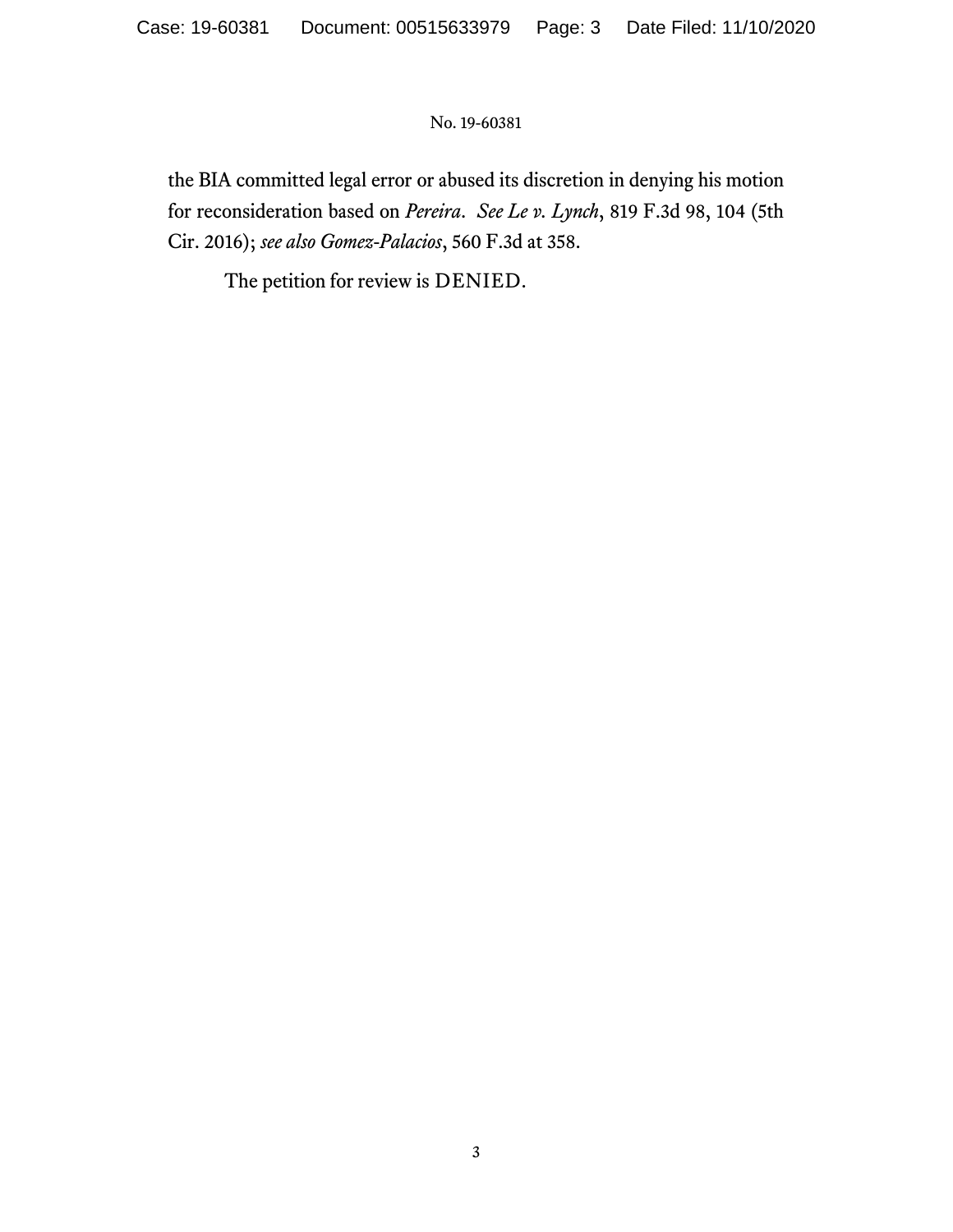the BIA committed legal error or abused its discretion in denying his motion for reconsideration based on *Pereira*. *See Le v. Lynch*, 819 F.3d 98, 104 (5th Cir. 2016); *see also Gomez-Palacios*, 560 F.3d at 358.

The petition for review is DENIED.